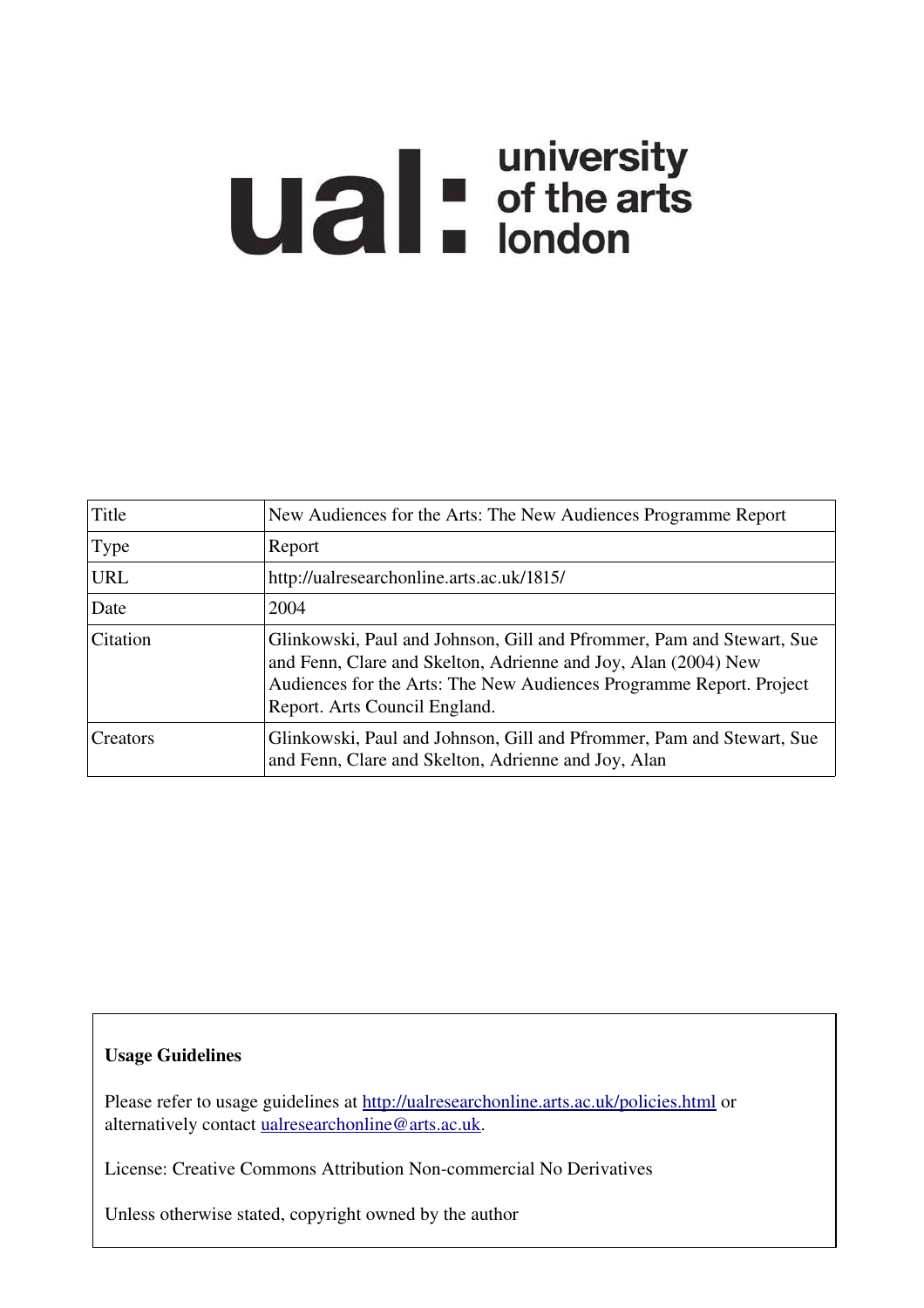ual: university of the arts london

| Title | New Audiences for the Arts: The New Audiences Programme Report |
|---|---|
| Type | Report |
| URL | http://ualresearchonline.arts.ac.uk/1815/ |
| Date | 2004 |
| Citation | Glinkowski, Paul and Johnson, Gill and Pfrommer, Pam and Stewart, Sue and Fenn, Clare and Skelton, Adrienne and Joy, Alan (2004) New Audiences for the Arts: The New Audiences Programme Report. Project Report. Arts Council England. |
| Creators | Glinkowski, Paul and Johnson, Gill and Pfrommer, Pam and Stewart, Sue and Fenn, Clare and Skelton, Adrienne and Joy, Alan |

**Usage Guidelines**

Please refer to usage guidelines at http://ualresearchonline.arts.ac.uk/policies.html or alternatively contact ualresearchonline@arts.ac.uk.

License: Creative Commons Attribution Non-commercial No Derivatives

Unless otherwise stated, copyright owned by the author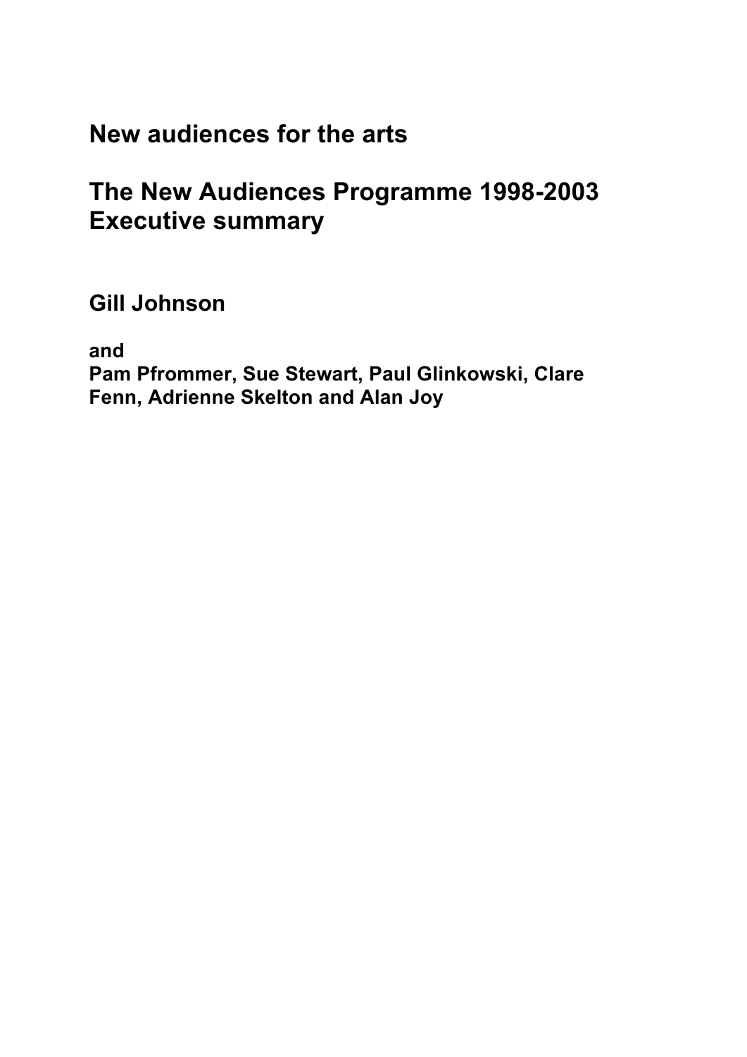# New audiences for the arts

# The New Audiences Programme 1998-2003 Executive summary

**Gill Johnson**

**and**
**Pam Pfrommer, Sue Stewart, Paul Glinkowski, Clare Fenn, Adrienne Skelton and Alan Joy**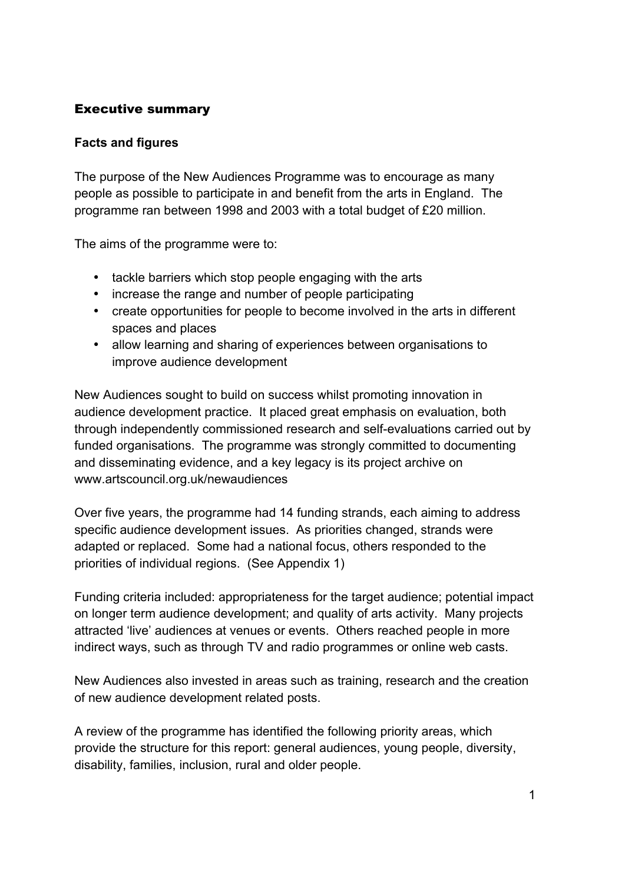## Executive summary

### Facts and figures

The purpose of the New Audiences Programme was to encourage as many people as possible to participate in and benefit from the arts in England. The programme ran between 1998 and 2003 with a total budget of £20 million.

The aims of the programme were to:

- tackle barriers which stop people engaging with the arts
- increase the range and number of people participating
- create opportunities for people to become involved in the arts in different spaces and places
- allow learning and sharing of experiences between organisations to improve audience development

New Audiences sought to build on success whilst promoting innovation in audience development practice. It placed great emphasis on evaluation, both through independently commissioned research and self-evaluations carried out by funded organisations. The programme was strongly committed to documenting and disseminating evidence, and a key legacy is its project archive on www.artscouncil.org.uk/newaudiences

Over five years, the programme had 14 funding strands, each aiming to address specific audience development issues. As priorities changed, strands were adapted or replaced. Some had a national focus, others responded to the priorities of individual regions. (See Appendix 1)

Funding criteria included: appropriateness for the target audience; potential impact on longer term audience development; and quality of arts activity. Many projects attracted 'live' audiences at venues or events. Others reached people in more indirect ways, such as through TV and radio programmes or online web casts.

New Audiences also invested in areas such as training, research and the creation of new audience development related posts.

A review of the programme has identified the following priority areas, which provide the structure for this report: general audiences, young people, diversity, disability, families, inclusion, rural and older people.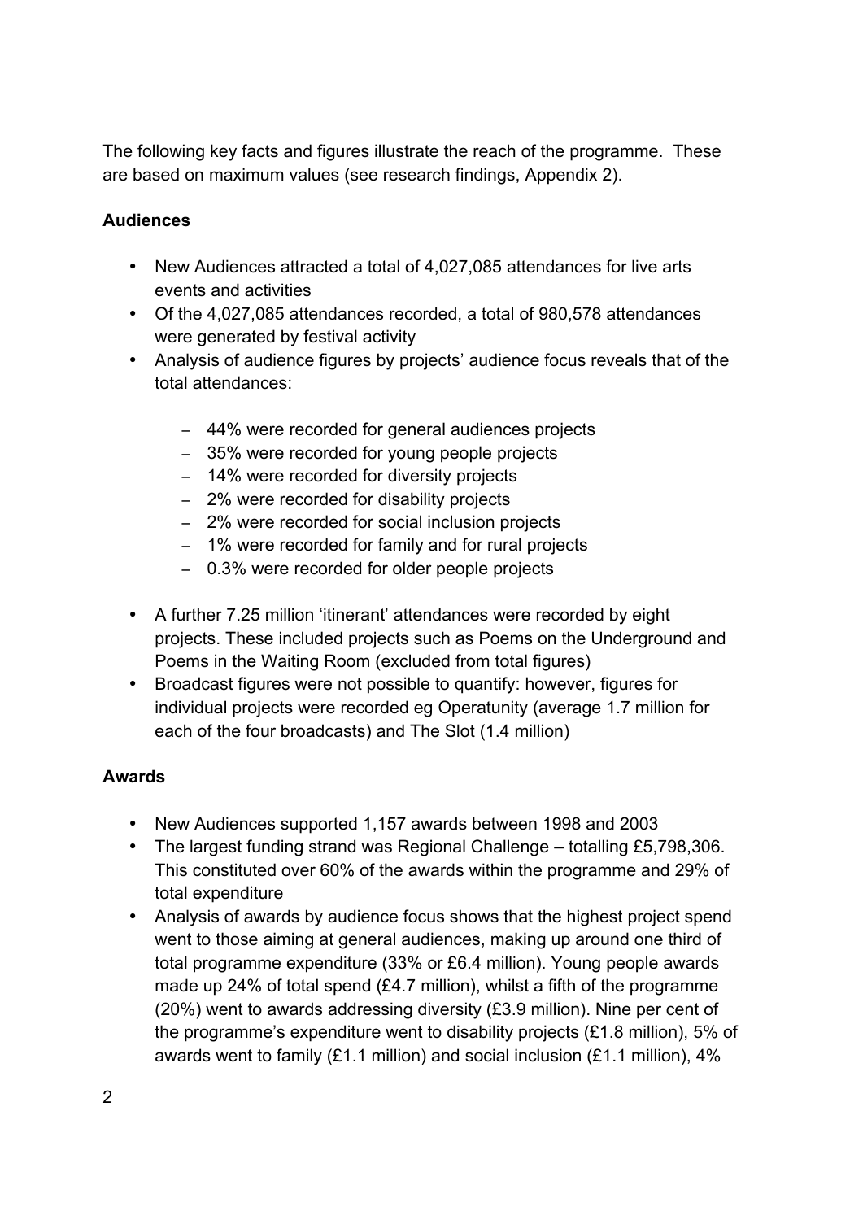The following key facts and figures illustrate the reach of the programme. These are based on maximum values (see research findings, Appendix 2).

**Audiences**

- New Audiences attracted a total of 4,027,085 attendances for live arts events and activities
- Of the 4,027,085 attendances recorded, a total of 980,578 attendances were generated by festival activity
- Analysis of audience figures by projects' audience focus reveals that of the total attendances:
  - 44% were recorded for general audiences projects
  - 35% were recorded for young people projects
  - 14% were recorded for diversity projects
  - 2% were recorded for disability projects
  - 2% were recorded for social inclusion projects
  - 1% were recorded for family and for rural projects
  - 0.3% were recorded for older people projects
- A further 7.25 million 'itinerant' attendances were recorded by eight projects. These included projects such as Poems on the Underground and Poems in the Waiting Room (excluded from total figures)
- Broadcast figures were not possible to quantify: however, figures for individual projects were recorded eg Operatunity (average 1.7 million for each of the four broadcasts) and The Slot (1.4 million)

**Awards**

- New Audiences supported 1,157 awards between 1998 and 2003
- The largest funding strand was Regional Challenge – totalling £5,798,306. This constituted over 60% of the awards within the programme and 29% of total expenditure
- Analysis of awards by audience focus shows that the highest project spend went to those aiming at general audiences, making up around one third of total programme expenditure (33% or £6.4 million). Young people awards made up 24% of total spend (£4.7 million), whilst a fifth of the programme (20%) went to awards addressing diversity (£3.9 million). Nine per cent of the programme's expenditure went to disability projects (£1.8 million), 5% of awards went to family (£1.1 million) and social inclusion (£1.1 million), 4%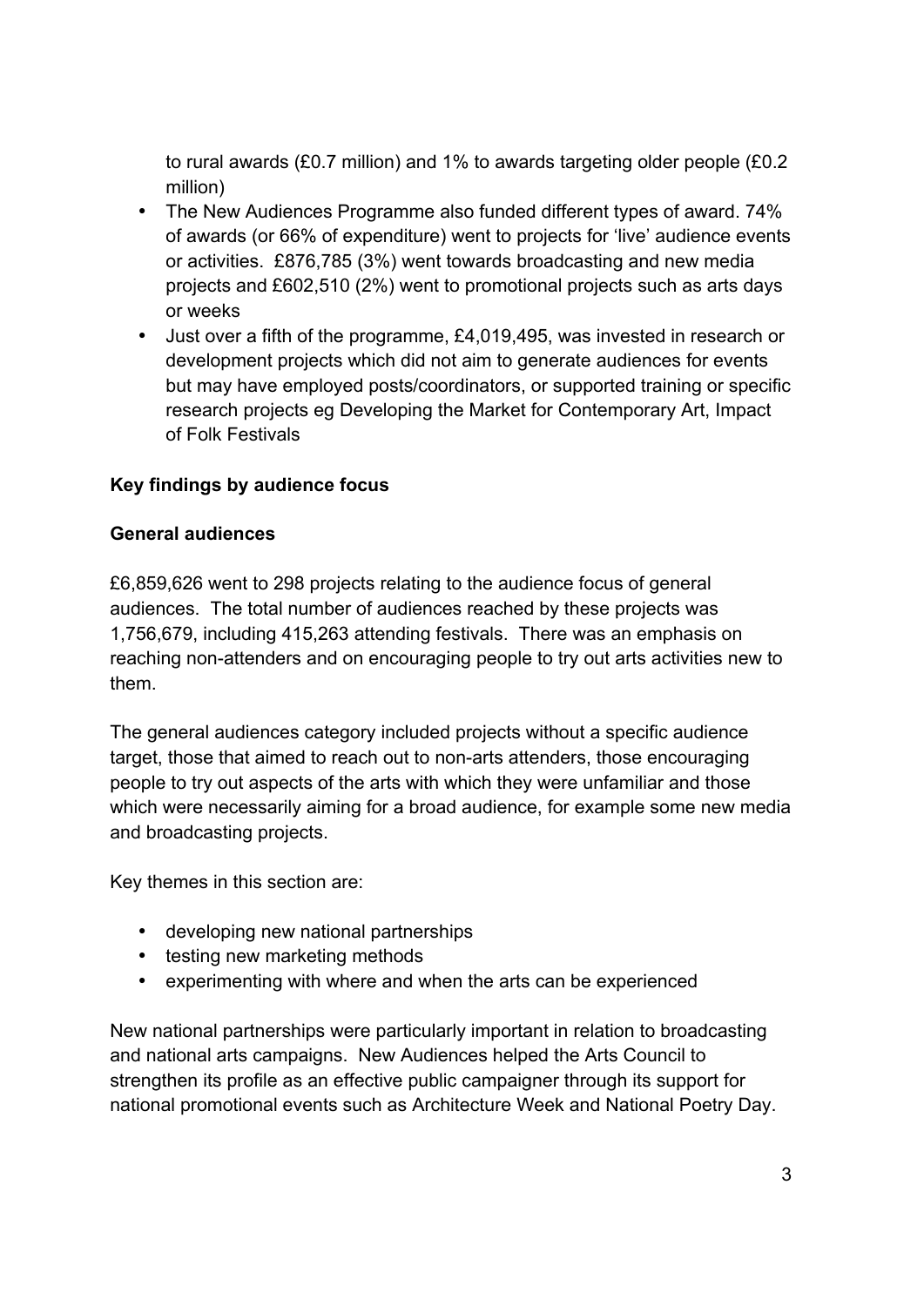to rural awards (£0.7 million) and 1% to awards targeting older people (£0.2 million)

- The New Audiences Programme also funded different types of award. 74% of awards (or 66% of expenditure) went to projects for 'live' audience events or activities. £876,785 (3%) went towards broadcasting and new media projects and £602,510 (2%) went to promotional projects such as arts days or weeks
- Just over a fifth of the programme, £4,019,495, was invested in research or development projects which did not aim to generate audiences for events but may have employed posts/coordinators, or supported training or specific research projects eg Developing the Market for Contemporary Art, Impact of Folk Festivals

**Key findings by audience focus**

**General audiences**

£6,859,626 went to 298 projects relating to the audience focus of general audiences. The total number of audiences reached by these projects was 1,756,679, including 415,263 attending festivals. There was an emphasis on reaching non-attenders and on encouraging people to try out arts activities new to them.

The general audiences category included projects without a specific audience target, those that aimed to reach out to non-arts attenders, those encouraging people to try out aspects of the arts with which they were unfamiliar and those which were necessarily aiming for a broad audience, for example some new media and broadcasting projects.

Key themes in this section are:

- developing new national partnerships
- testing new marketing methods
- experimenting with where and when the arts can be experienced

New national partnerships were particularly important in relation to broadcasting and national arts campaigns. New Audiences helped the Arts Council to strengthen its profile as an effective public campaigner through its support for national promotional events such as Architecture Week and National Poetry Day.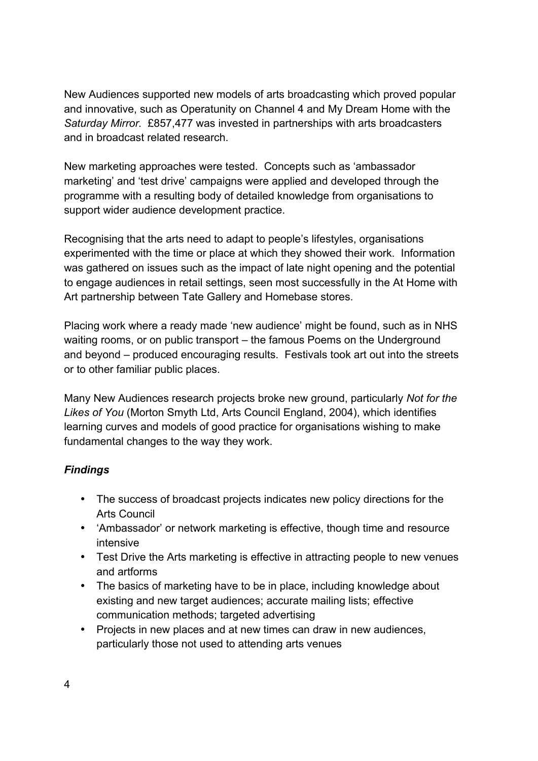New Audiences supported new models of arts broadcasting which proved popular and innovative, such as Operatunity on Channel 4 and My Dream Home with the *Saturday Mirror.* £857,477 was invested in partnerships with arts broadcasters and in broadcast related research.

New marketing approaches were tested. Concepts such as 'ambassador marketing' and 'test drive' campaigns were applied and developed through the programme with a resulting body of detailed knowledge from organisations to support wider audience development practice.

Recognising that the arts need to adapt to people's lifestyles, organisations experimented with the time or place at which they showed their work. Information was gathered on issues such as the impact of late night opening and the potential to engage audiences in retail settings, seen most successfully in the At Home with Art partnership between Tate Gallery and Homebase stores.

Placing work where a ready made 'new audience' might be found, such as in NHS waiting rooms, or on public transport – the famous Poems on the Underground and beyond – produced encouraging results. Festivals took art out into the streets or to other familiar public places.

Many New Audiences research projects broke new ground, particularly *Not for the Likes of You* (Morton Smyth Ltd, Arts Council England, 2004), which identifies learning curves and models of good practice for organisations wishing to make fundamental changes to the way they work.

***Findings***

- The success of broadcast projects indicates new policy directions for the Arts Council
- 'Ambassador' or network marketing is effective, though time and resource intensive
- Test Drive the Arts marketing is effective in attracting people to new venues and artforms
- The basics of marketing have to be in place, including knowledge about existing and new target audiences; accurate mailing lists; effective communication methods; targeted advertising
- Projects in new places and at new times can draw in new audiences, particularly those not used to attending arts venues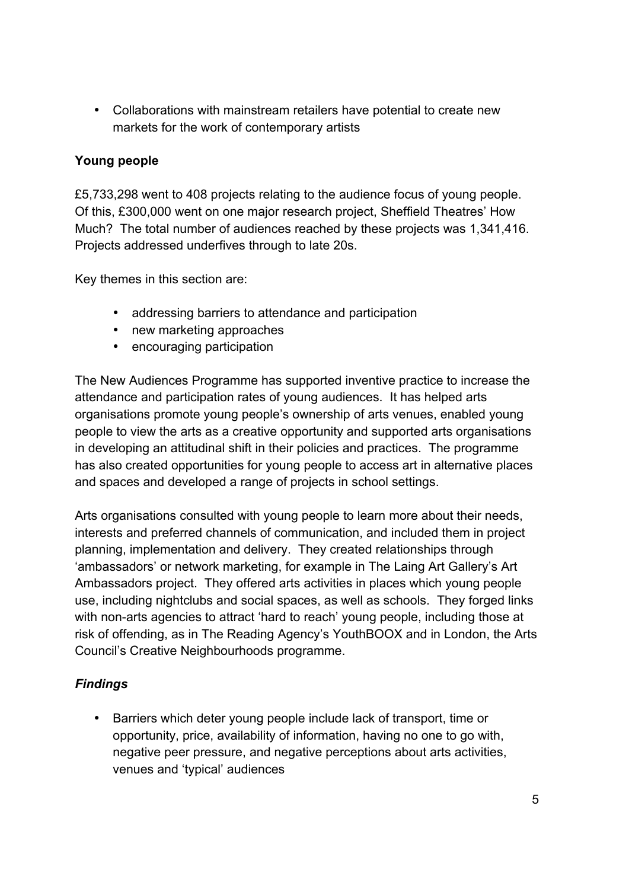- Collaborations with mainstream retailers have potential to create new markets for the work of contemporary artists

**Young people**

£5,733,298 went to 408 projects relating to the audience focus of young people. Of this, £300,000 went on one major research project, Sheffield Theatres' How Much? The total number of audiences reached by these projects was 1,341,416. Projects addressed underfives through to late 20s.

Key themes in this section are:

- addressing barriers to attendance and participation
- new marketing approaches
- encouraging participation

The New Audiences Programme has supported inventive practice to increase the attendance and participation rates of young audiences. It has helped arts organisations promote young people's ownership of arts venues, enabled young people to view the arts as a creative opportunity and supported arts organisations in developing an attitudinal shift in their policies and practices. The programme has also created opportunities for young people to access art in alternative places and spaces and developed a range of projects in school settings.

Arts organisations consulted with young people to learn more about their needs, interests and preferred channels of communication, and included them in project planning, implementation and delivery. They created relationships through 'ambassadors' or network marketing, for example in The Laing Art Gallery's Art Ambassadors project. They offered arts activities in places which young people use, including nightclubs and social spaces, as well as schools. They forged links with non-arts agencies to attract 'hard to reach' young people, including those at risk of offending, as in The Reading Agency's YouthBOOX and in London, the Arts Council's Creative Neighbourhoods programme.

***Findings***

- Barriers which deter young people include lack of transport, time or opportunity, price, availability of information, having no one to go with, negative peer pressure, and negative perceptions about arts activities, venues and 'typical' audiences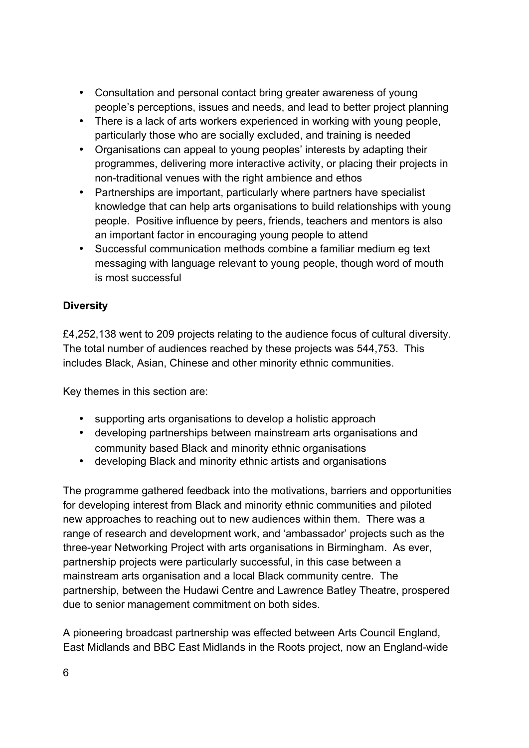- Consultation and personal contact bring greater awareness of young people's perceptions, issues and needs, and lead to better project planning
- There is a lack of arts workers experienced in working with young people, particularly those who are socially excluded, and training is needed
- Organisations can appeal to young peoples' interests by adapting their programmes, delivering more interactive activity, or placing their projects in non-traditional venues with the right ambience and ethos
- Partnerships are important, particularly where partners have specialist knowledge that can help arts organisations to build relationships with young people. Positive influence by peers, friends, teachers and mentors is also an important factor in encouraging young people to attend
- Successful communication methods combine a familiar medium eg text messaging with language relevant to young people, though word of mouth is most successful

**Diversity**

£4,252,138 went to 209 projects relating to the audience focus of cultural diversity. The total number of audiences reached by these projects was 544,753. This includes Black, Asian, Chinese and other minority ethnic communities.

Key themes in this section are:

- supporting arts organisations to develop a holistic approach
- developing partnerships between mainstream arts organisations and community based Black and minority ethnic organisations
- developing Black and minority ethnic artists and organisations

The programme gathered feedback into the motivations, barriers and opportunities for developing interest from Black and minority ethnic communities and piloted new approaches to reaching out to new audiences within them. There was a range of research and development work, and 'ambassador' projects such as the three-year Networking Project with arts organisations in Birmingham. As ever, partnership projects were particularly successful, in this case between a mainstream arts organisation and a local Black community centre. The partnership, between the Hudawi Centre and Lawrence Batley Theatre, prospered due to senior management commitment on both sides.

A pioneering broadcast partnership was effected between Arts Council England, East Midlands and BBC East Midlands in the Roots project, now an England-wide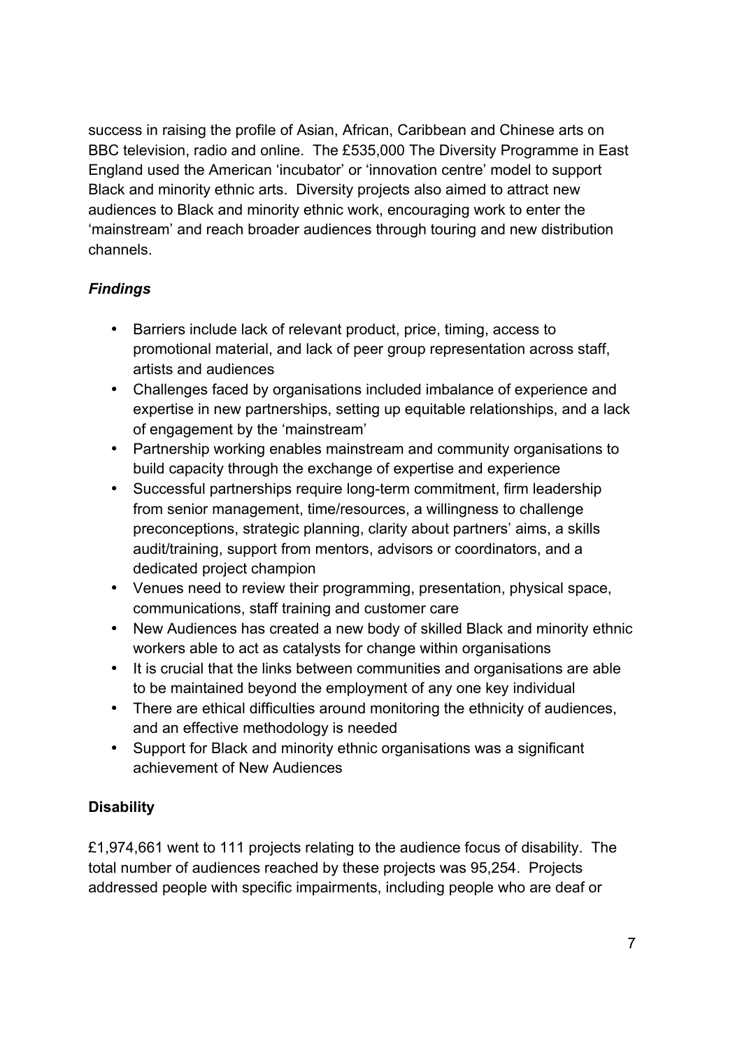success in raising the profile of Asian, African, Caribbean and Chinese arts on BBC television, radio and online. The £535,000 The Diversity Programme in East England used the American 'incubator' or 'innovation centre' model to support Black and minority ethnic arts. Diversity projects also aimed to attract new audiences to Black and minority ethnic work, encouraging work to enter the 'mainstream' and reach broader audiences through touring and new distribution channels.

### *Findings*

- Barriers include lack of relevant product, price, timing, access to promotional material, and lack of peer group representation across staff, artists and audiences
- Challenges faced by organisations included imbalance of experience and expertise in new partnerships, setting up equitable relationships, and a lack of engagement by the 'mainstream'
- Partnership working enables mainstream and community organisations to build capacity through the exchange of expertise and experience
- Successful partnerships require long-term commitment, firm leadership from senior management, time/resources, a willingness to challenge preconceptions, strategic planning, clarity about partners' aims, a skills audit/training, support from mentors, advisors or coordinators, and a dedicated project champion
- Venues need to review their programming, presentation, physical space, communications, staff training and customer care
- New Audiences has created a new body of skilled Black and minority ethnic workers able to act as catalysts for change within organisations
- It is crucial that the links between communities and organisations are able to be maintained beyond the employment of any one key individual
- There are ethical difficulties around monitoring the ethnicity of audiences, and an effective methodology is needed
- Support for Black and minority ethnic organisations was a significant achievement of New Audiences

## Disability

£1,974,661 went to 111 projects relating to the audience focus of disability. The total number of audiences reached by these projects was 95,254. Projects addressed people with specific impairments, including people who are deaf or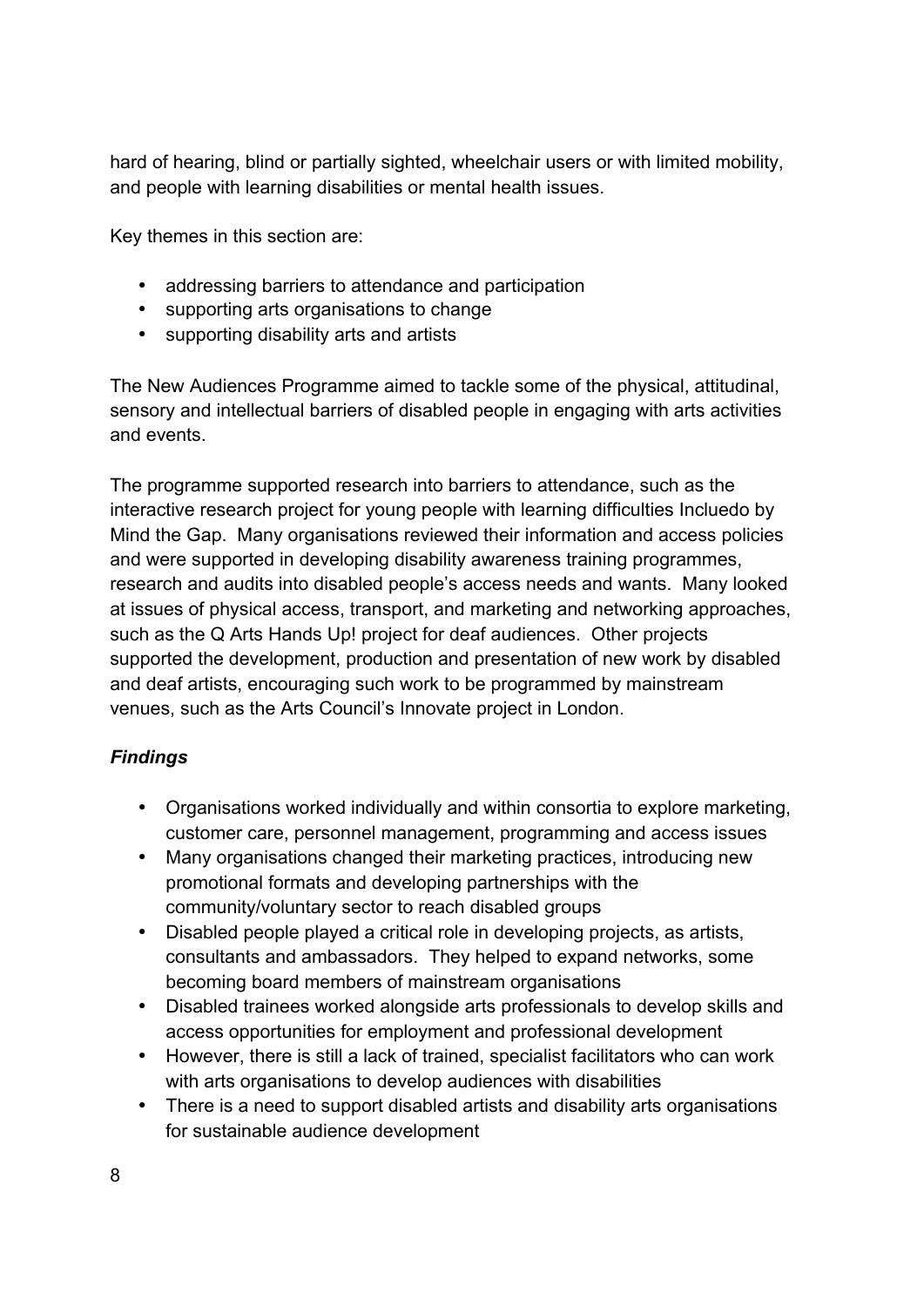hard of hearing, blind or partially sighted, wheelchair users or with limited mobility, and people with learning disabilities or mental health issues.

Key themes in this section are:

- addressing barriers to attendance and participation
- supporting arts organisations to change
- supporting disability arts and artists

The New Audiences Programme aimed to tackle some of the physical, attitudinal, sensory and intellectual barriers of disabled people in engaging with arts activities and events.

The programme supported research into barriers to attendance, such as the interactive research project for young people with learning difficulties Incluedo by Mind the Gap. Many organisations reviewed their information and access policies and were supported in developing disability awareness training programmes, research and audits into disabled people's access needs and wants. Many looked at issues of physical access, transport, and marketing and networking approaches, such as the Q Arts Hands Up! project for deaf audiences. Other projects supported the development, production and presentation of new work by disabled and deaf artists, encouraging such work to be programmed by mainstream venues, such as the Arts Council's Innovate project in London.

***Findings***

- Organisations worked individually and within consortia to explore marketing, customer care, personnel management, programming and access issues
- Many organisations changed their marketing practices, introducing new promotional formats and developing partnerships with the community/voluntary sector to reach disabled groups
- Disabled people played a critical role in developing projects, as artists, consultants and ambassadors. They helped to expand networks, some becoming board members of mainstream organisations
- Disabled trainees worked alongside arts professionals to develop skills and access opportunities for employment and professional development
- However, there is still a lack of trained, specialist facilitators who can work with arts organisations to develop audiences with disabilities
- There is a need to support disabled artists and disability arts organisations for sustainable audience development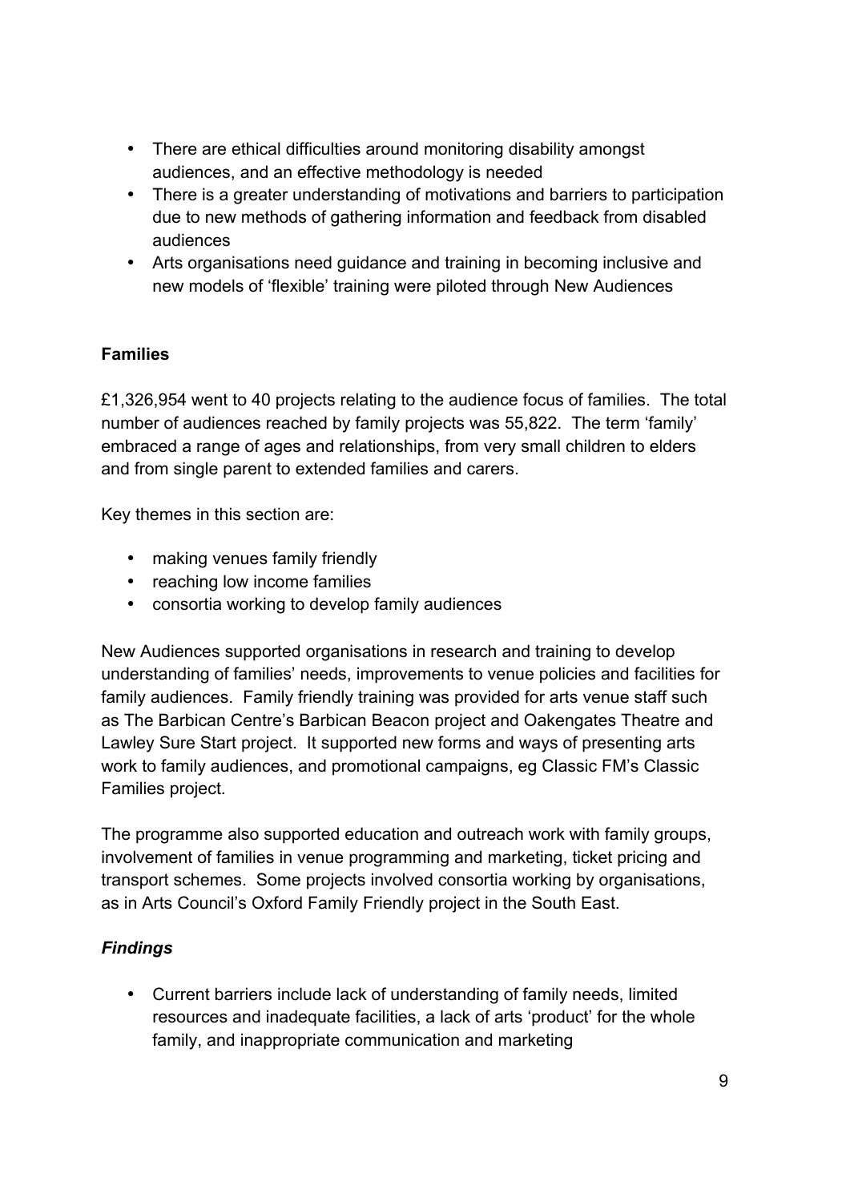- There are ethical difficulties around monitoring disability amongst audiences, and an effective methodology is needed
- There is a greater understanding of motivations and barriers to participation due to new methods of gathering information and feedback from disabled audiences
- Arts organisations need guidance and training in becoming inclusive and new models of 'flexible' training were piloted through New Audiences

**Families**

£1,326,954 went to 40 projects relating to the audience focus of families. The total number of audiences reached by family projects was 55,822. The term 'family' embraced a range of ages and relationships, from very small children to elders and from single parent to extended families and carers.

Key themes in this section are:

- making venues family friendly
- reaching low income families
- consortia working to develop family audiences

New Audiences supported organisations in research and training to develop understanding of families' needs, improvements to venue policies and facilities for family audiences. Family friendly training was provided for arts venue staff such as The Barbican Centre's Barbican Beacon project and Oakengates Theatre and Lawley Sure Start project. It supported new forms and ways of presenting arts work to family audiences, and promotional campaigns, eg Classic FM's Classic Families project.

The programme also supported education and outreach work with family groups, involvement of families in venue programming and marketing, ticket pricing and transport schemes. Some projects involved consortia working by organisations, as in Arts Council's Oxford Family Friendly project in the South East.

***Findings***

- Current barriers include lack of understanding of family needs, limited resources and inadequate facilities, a lack of arts 'product' for the whole family, and inappropriate communication and marketing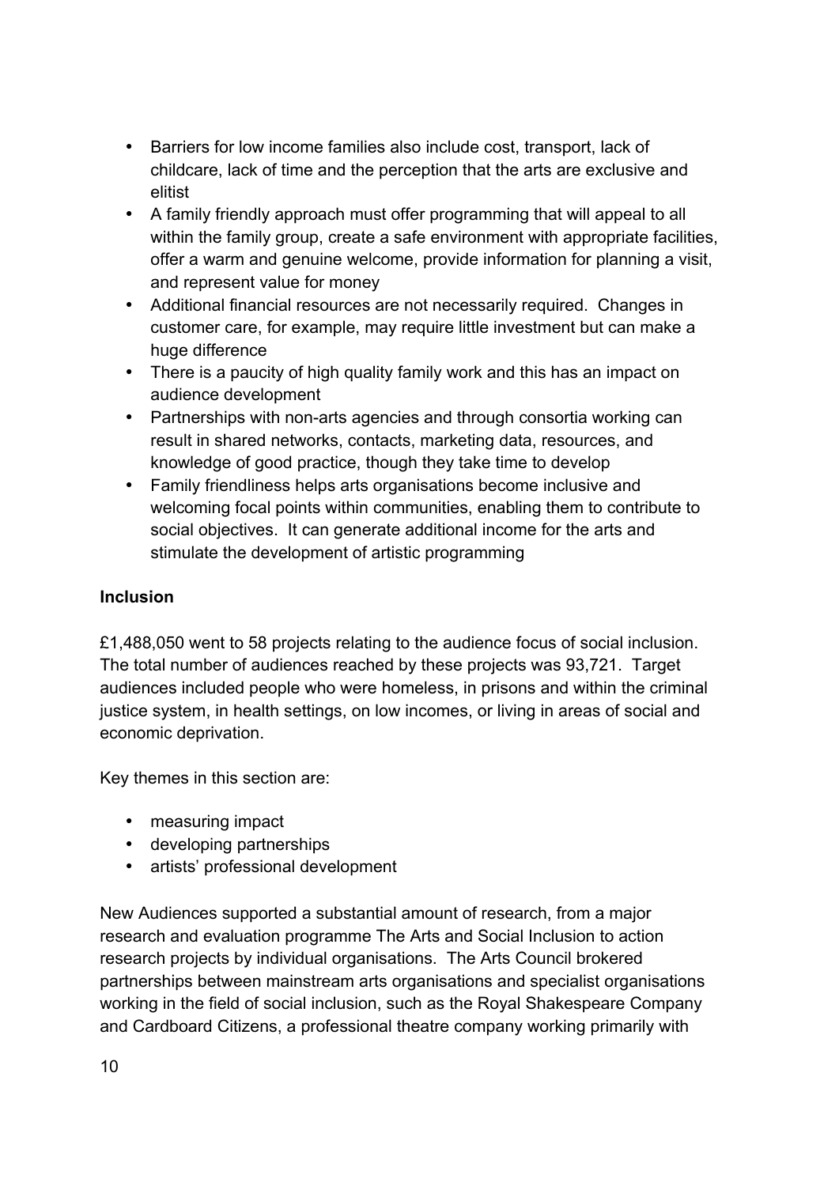- Barriers for low income families also include cost, transport, lack of childcare, lack of time and the perception that the arts are exclusive and elitist
- A family friendly approach must offer programming that will appeal to all within the family group, create a safe environment with appropriate facilities, offer a warm and genuine welcome, provide information for planning a visit, and represent value for money
- Additional financial resources are not necessarily required. Changes in customer care, for example, may require little investment but can make a huge difference
- There is a paucity of high quality family work and this has an impact on audience development
- Partnerships with non-arts agencies and through consortia working can result in shared networks, contacts, marketing data, resources, and knowledge of good practice, though they take time to develop
- Family friendliness helps arts organisations become inclusive and welcoming focal points within communities, enabling them to contribute to social objectives. It can generate additional income for the arts and stimulate the development of artistic programming

**Inclusion**

£1,488,050 went to 58 projects relating to the audience focus of social inclusion. The total number of audiences reached by these projects was 93,721. Target audiences included people who were homeless, in prisons and within the criminal justice system, in health settings, on low incomes, or living in areas of social and economic deprivation.

Key themes in this section are:

- measuring impact
- developing partnerships
- artists' professional development

New Audiences supported a substantial amount of research, from a major research and evaluation programme The Arts and Social Inclusion to action research projects by individual organisations. The Arts Council brokered partnerships between mainstream arts organisations and specialist organisations working in the field of social inclusion, such as the Royal Shakespeare Company and Cardboard Citizens, a professional theatre company working primarily with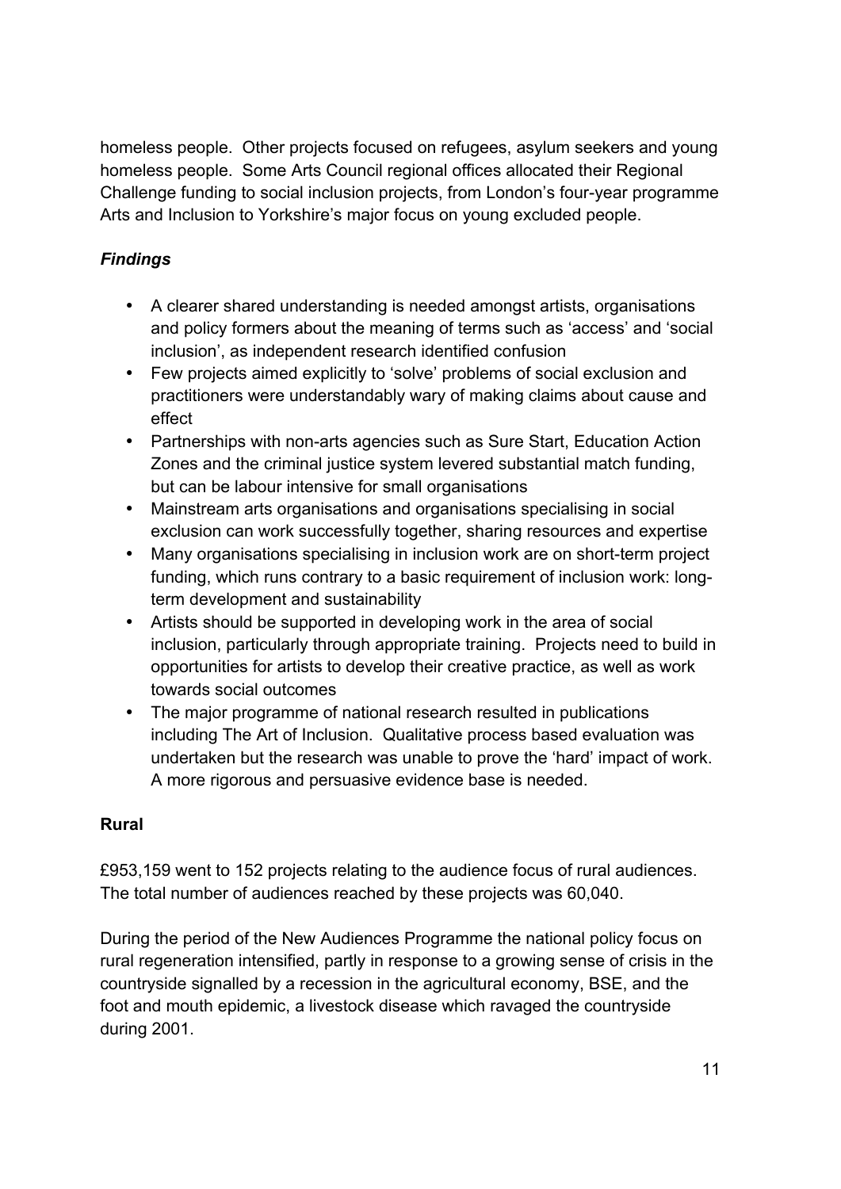homeless people. Other projects focused on refugees, asylum seekers and young homeless people. Some Arts Council regional offices allocated their Regional Challenge funding to social inclusion projects, from London's four-year programme Arts and Inclusion to Yorkshire's major focus on young excluded people.

### *Findings*

- A clearer shared understanding is needed amongst artists, organisations and policy formers about the meaning of terms such as 'access' and 'social inclusion', as independent research identified confusion
- Few projects aimed explicitly to 'solve' problems of social exclusion and practitioners were understandably wary of making claims about cause and effect
- Partnerships with non-arts agencies such as Sure Start, Education Action Zones and the criminal justice system levered substantial match funding, but can be labour intensive for small organisations
- Mainstream arts organisations and organisations specialising in social exclusion can work successfully together, sharing resources and expertise
- Many organisations specialising in inclusion work are on short-term project funding, which runs contrary to a basic requirement of inclusion work: long-term development and sustainability
- Artists should be supported in developing work in the area of social inclusion, particularly through appropriate training. Projects need to build in opportunities for artists to develop their creative practice, as well as work towards social outcomes
- The major programme of national research resulted in publications including The Art of Inclusion. Qualitative process based evaluation was undertaken but the research was unable to prove the 'hard' impact of work. A more rigorous and persuasive evidence base is needed.

### Rural

£953,159 went to 152 projects relating to the audience focus of rural audiences. The total number of audiences reached by these projects was 60,040.

During the period of the New Audiences Programme the national policy focus on rural regeneration intensified, partly in response to a growing sense of crisis in the countryside signalled by a recession in the agricultural economy, BSE, and the foot and mouth epidemic, a livestock disease which ravaged the countryside during 2001.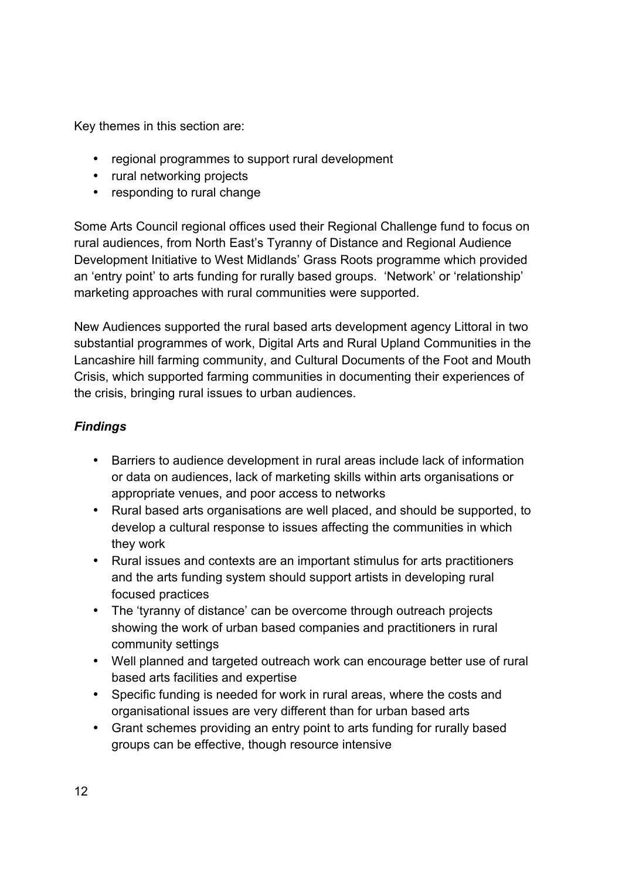Key themes in this section are:

- regional programmes to support rural development
- rural networking projects
- responding to rural change

Some Arts Council regional offices used their Regional Challenge fund to focus on rural audiences, from North East's Tyranny of Distance and Regional Audience Development Initiative to West Midlands' Grass Roots programme which provided an 'entry point' to arts funding for rurally based groups. 'Network' or 'relationship' marketing approaches with rural communities were supported.

New Audiences supported the rural based arts development agency Littoral in two substantial programmes of work, Digital Arts and Rural Upland Communities in the Lancashire hill farming community, and Cultural Documents of the Foot and Mouth Crisis, which supported farming communities in documenting their experiences of the crisis, bringing rural issues to urban audiences.

### *Findings*

- Barriers to audience development in rural areas include lack of information or data on audiences, lack of marketing skills within arts organisations or appropriate venues, and poor access to networks
- Rural based arts organisations are well placed, and should be supported, to develop a cultural response to issues affecting the communities in which they work
- Rural issues and contexts are an important stimulus for arts practitioners and the arts funding system should support artists in developing rural focused practices
- The 'tyranny of distance' can be overcome through outreach projects showing the work of urban based companies and practitioners in rural community settings
- Well planned and targeted outreach work can encourage better use of rural based arts facilities and expertise
- Specific funding is needed for work in rural areas, where the costs and organisational issues are very different than for urban based arts
- Grant schemes providing an entry point to arts funding for rurally based groups can be effective, though resource intensive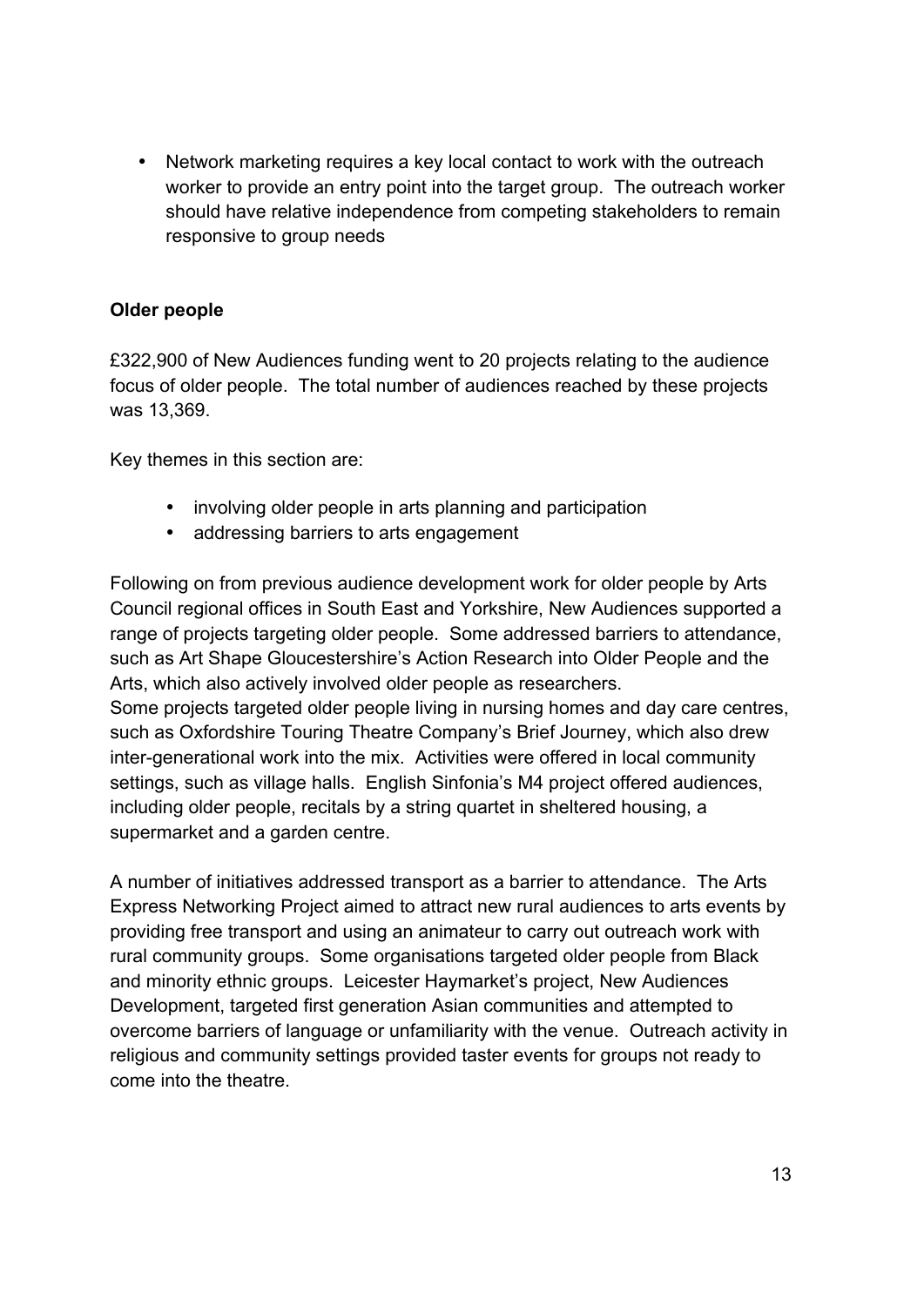- Network marketing requires a key local contact to work with the outreach worker to provide an entry point into the target group. The outreach worker should have relative independence from competing stakeholders to remain responsive to group needs

**Older people**

£322,900 of New Audiences funding went to 20 projects relating to the audience focus of older people. The total number of audiences reached by these projects was 13,369.

Key themes in this section are:

- involving older people in arts planning and participation
- addressing barriers to arts engagement

Following on from previous audience development work for older people by Arts Council regional offices in South East and Yorkshire, New Audiences supported a range of projects targeting older people. Some addressed barriers to attendance, such as Art Shape Gloucestershire's Action Research into Older People and the Arts, which also actively involved older people as researchers.
Some projects targeted older people living in nursing homes and day care centres, such as Oxfordshire Touring Theatre Company's Brief Journey, which also drew inter-generational work into the mix. Activities were offered in local community settings, such as village halls. English Sinfonia's M4 project offered audiences, including older people, recitals by a string quartet in sheltered housing, a supermarket and a garden centre.

A number of initiatives addressed transport as a barrier to attendance. The Arts Express Networking Project aimed to attract new rural audiences to arts events by providing free transport and using an animateur to carry out outreach work with rural community groups. Some organisations targeted older people from Black and minority ethnic groups. Leicester Haymarket's project, New Audiences Development, targeted first generation Asian communities and attempted to overcome barriers of language or unfamiliarity with the venue. Outreach activity in religious and community settings provided taster events for groups not ready to come into the theatre.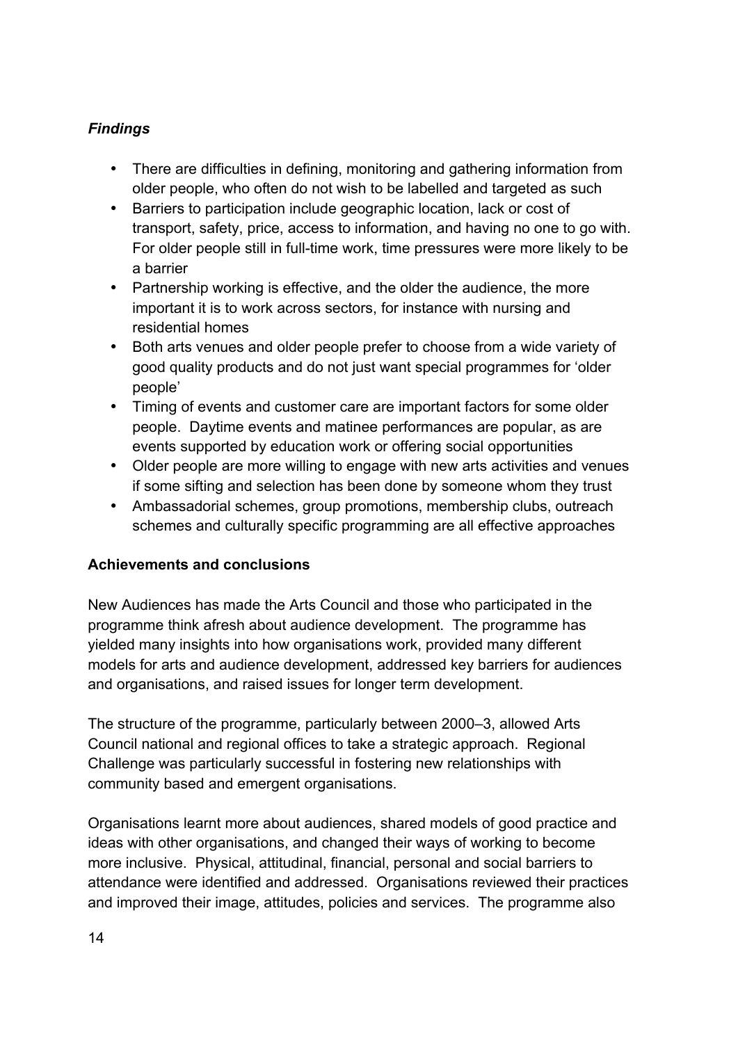***Findings***

- There are difficulties in defining, monitoring and gathering information from older people, who often do not wish to be labelled and targeted as such
- Barriers to participation include geographic location, lack or cost of transport, safety, price, access to information, and having no one to go with. For older people still in full-time work, time pressures were more likely to be a barrier
- Partnership working is effective, and the older the audience, the more important it is to work across sectors, for instance with nursing and residential homes
- Both arts venues and older people prefer to choose from a wide variety of good quality products and do not just want special programmes for 'older people'
- Timing of events and customer care are important factors for some older people. Daytime events and matinee performances are popular, as are events supported by education work or offering social opportunities
- Older people are more willing to engage with new arts activities and venues if some sifting and selection has been done by someone whom they trust
- Ambassadorial schemes, group promotions, membership clubs, outreach schemes and culturally specific programming are all effective approaches

**Achievements and conclusions**

New Audiences has made the Arts Council and those who participated in the programme think afresh about audience development. The programme has yielded many insights into how organisations work, provided many different models for arts and audience development, addressed key barriers for audiences and organisations, and raised issues for longer term development.

The structure of the programme, particularly between 2000–3, allowed Arts Council national and regional offices to take a strategic approach. Regional Challenge was particularly successful in fostering new relationships with community based and emergent organisations.

Organisations learnt more about audiences, shared models of good practice and ideas with other organisations, and changed their ways of working to become more inclusive. Physical, attitudinal, financial, personal and social barriers to attendance were identified and addressed. Organisations reviewed their practices and improved their image, attitudes, policies and services. The programme also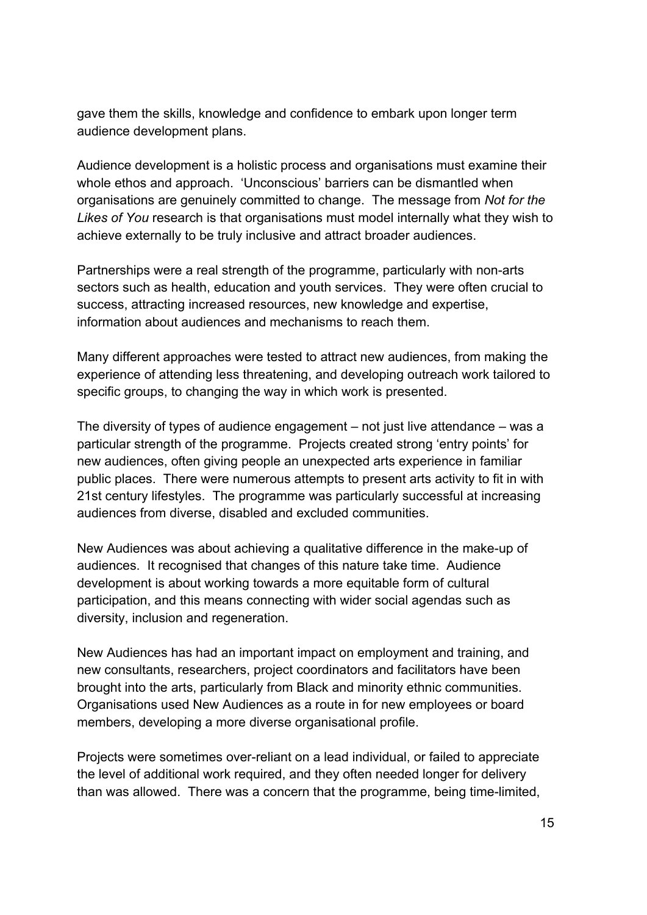gave them the skills, knowledge and confidence to embark upon longer term audience development plans.

Audience development is a holistic process and organisations must examine their whole ethos and approach. 'Unconscious' barriers can be dismantled when organisations are genuinely committed to change. The message from *Not for the Likes of You* research is that organisations must model internally what they wish to achieve externally to be truly inclusive and attract broader audiences.

Partnerships were a real strength of the programme, particularly with non-arts sectors such as health, education and youth services. They were often crucial to success, attracting increased resources, new knowledge and expertise, information about audiences and mechanisms to reach them.

Many different approaches were tested to attract new audiences, from making the experience of attending less threatening, and developing outreach work tailored to specific groups, to changing the way in which work is presented.

The diversity of types of audience engagement – not just live attendance – was a particular strength of the programme. Projects created strong 'entry points' for new audiences, often giving people an unexpected arts experience in familiar public places. There were numerous attempts to present arts activity to fit in with 21st century lifestyles. The programme was particularly successful at increasing audiences from diverse, disabled and excluded communities.

New Audiences was about achieving a qualitative difference in the make-up of audiences. It recognised that changes of this nature take time. Audience development is about working towards a more equitable form of cultural participation, and this means connecting with wider social agendas such as diversity, inclusion and regeneration.

New Audiences has had an important impact on employment and training, and new consultants, researchers, project coordinators and facilitators have been brought into the arts, particularly from Black and minority ethnic communities. Organisations used New Audiences as a route in for new employees or board members, developing a more diverse organisational profile.

Projects were sometimes over-reliant on a lead individual, or failed to appreciate the level of additional work required, and they often needed longer for delivery than was allowed. There was a concern that the programme, being time-limited,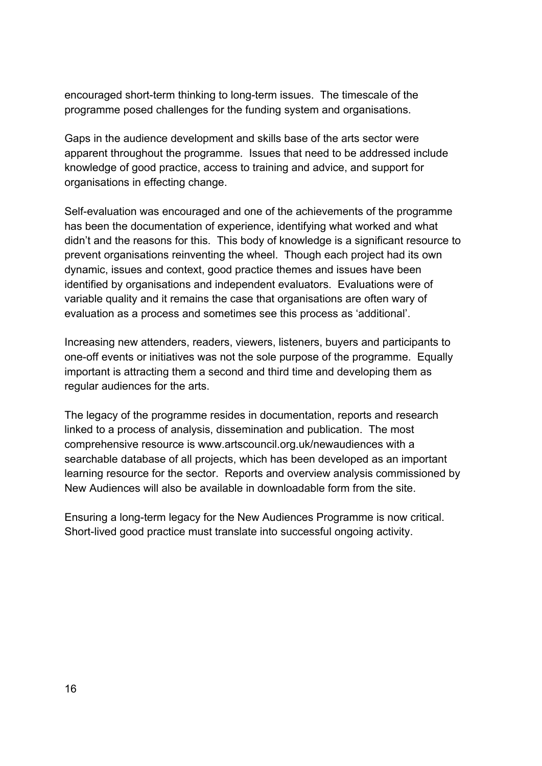encouraged short-term thinking to long-term issues. The timescale of the programme posed challenges for the funding system and organisations.

Gaps in the audience development and skills base of the arts sector were apparent throughout the programme. Issues that need to be addressed include knowledge of good practice, access to training and advice, and support for organisations in effecting change.

Self-evaluation was encouraged and one of the achievements of the programme has been the documentation of experience, identifying what worked and what didn't and the reasons for this. This body of knowledge is a significant resource to prevent organisations reinventing the wheel. Though each project had its own dynamic, issues and context, good practice themes and issues have been identified by organisations and independent evaluators. Evaluations were of variable quality and it remains the case that organisations are often wary of evaluation as a process and sometimes see this process as 'additional'.

Increasing new attenders, readers, viewers, listeners, buyers and participants to one-off events or initiatives was not the sole purpose of the programme. Equally important is attracting them a second and third time and developing them as regular audiences for the arts.

The legacy of the programme resides in documentation, reports and research linked to a process of analysis, dissemination and publication. The most comprehensive resource is www.artscouncil.org.uk/newaudiences with a searchable database of all projects, which has been developed as an important learning resource for the sector. Reports and overview analysis commissioned by New Audiences will also be available in downloadable form from the site.

Ensuring a long-term legacy for the New Audiences Programme is now critical. Short-lived good practice must translate into successful ongoing activity.